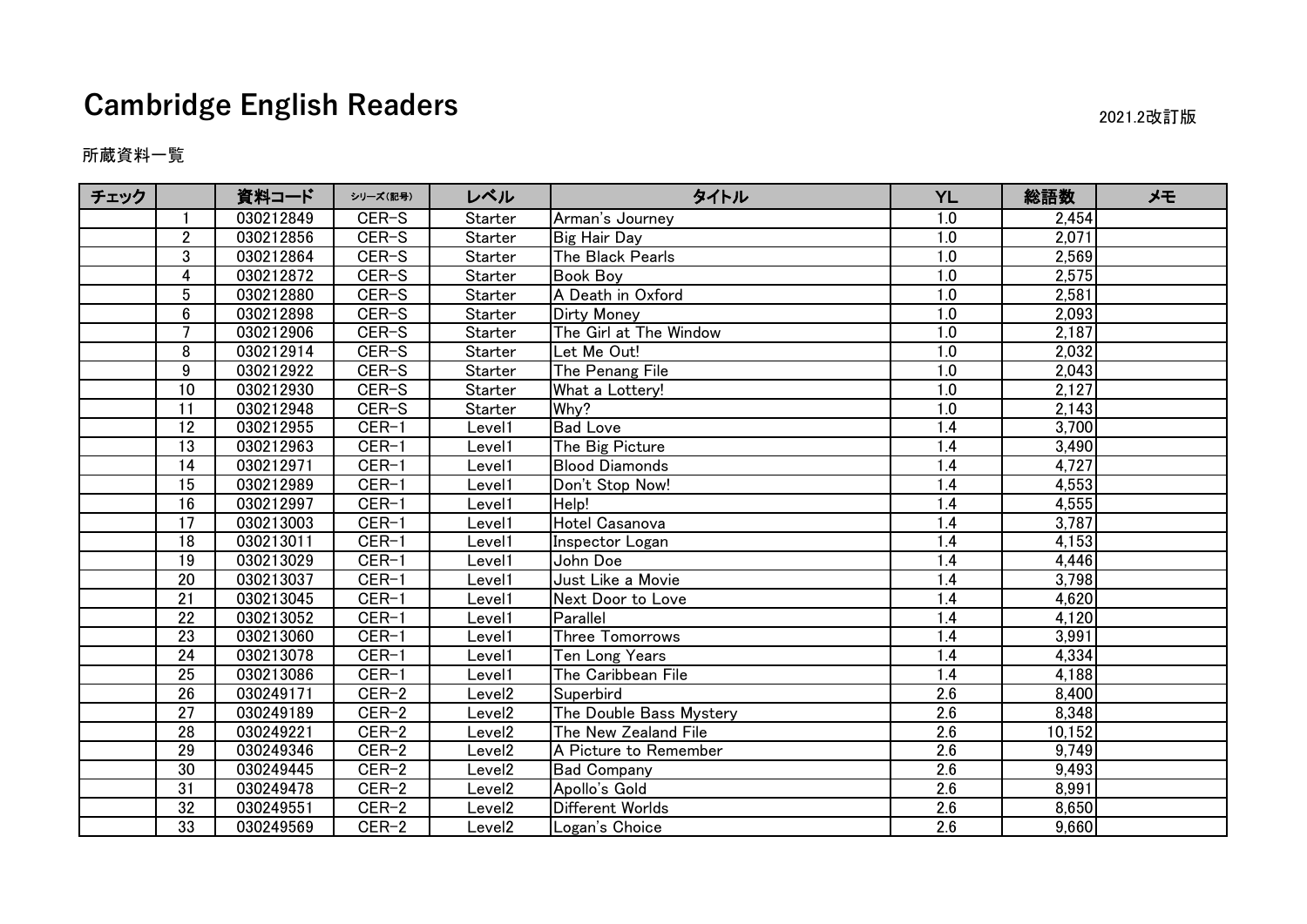# Cambridge English Readers

2021.2改訂版

所蔵資料一覧

| チェック | | 資料コード | シリーズ(記号) | レベル | タイトル | YL | 総語数 | メモ |
|---|---|---|---|---|---|---|---|---|
| | 1 | 030212849 | CER-S | Starter | Arman's Journey | 1.0 | 2,454 | |
| | 2 | 030212856 | CER-S | Starter | Big Hair Day | 1.0 | 2,071 | |
| | 3 | 030212864 | CER-S | Starter | The Black Pearls | 1.0 | 2,569 | |
| | 4 | 030212872 | CER-S | Starter | Book Boy | 1.0 | 2,575 | |
| | 5 | 030212880 | CER-S | Starter | A Death in Oxford | 1.0 | 2,581 | |
| | 6 | 030212898 | CER-S | Starter | Dirty Money | 1.0 | 2,093 | |
| | 7 | 030212906 | CER-S | Starter | The Girl at The Window | 1.0 | 2,187 | |
| | 8 | 030212914 | CER-S | Starter | Let Me Out! | 1.0 | 2,032 | |
| | 9 | 030212922 | CER-S | Starter | The Penang File | 1.0 | 2,043 | |
| | 10 | 030212930 | CER-S | Starter | What a Lottery! | 1.0 | 2,127 | |
| | 11 | 030212948 | CER-S | Starter | Why? | 1.0 | 2,143 | |
| | 12 | 030212955 | CER-1 | Level1 | Bad Love | 1.4 | 3,700 | |
| | 13 | 030212963 | CER-1 | Level1 | The Big Picture | 1.4 | 3,490 | |
| | 14 | 030212971 | CER-1 | Level1 | Blood Diamonds | 1.4 | 4,727 | |
| | 15 | 030212989 | CER-1 | Level1 | Don't Stop Now! | 1.4 | 4,553 | |
| | 16 | 030212997 | CER-1 | Level1 | Help! | 1.4 | 4,555 | |
| | 17 | 030213003 | CER-1 | Level1 | Hotel Casanova | 1.4 | 3,787 | |
| | 18 | 030213011 | CER-1 | Level1 | Inspector Logan | 1.4 | 4,153 | |
| | 19 | 030213029 | CER-1 | Level1 | John Doe | 1.4 | 4,446 | |
| | 20 | 030213037 | CER-1 | Level1 | Just Like a Movie | 1.4 | 3,798 | |
| | 21 | 030213045 | CER-1 | Level1 | Next Door to Love | 1.4 | 4,620 | |
| | 22 | 030213052 | CER-1 | Level1 | Parallel | 1.4 | 4,120 | |
| | 23 | 030213060 | CER-1 | Level1 | Three Tomorrows | 1.4 | 3,991 | |
| | 24 | 030213078 | CER-1 | Level1 | Ten Long Years | 1.4 | 4,334 | |
| | 25 | 030213086 | CER-1 | Level1 | The Caribbean File | 1.4 | 4,188 | |
| | 26 | 030249171 | CER-2 | Level2 | Superbird | 2.6 | 8,400 | |
| | 27 | 030249189 | CER-2 | Level2 | The Double Bass Mystery | 2.6 | 8,348 | |
| | 28 | 030249221 | CER-2 | Level2 | The New Zealand File | 2.6 | 10,152 | |
| | 29 | 030249346 | CER-2 | Level2 | A Picture to Remember | 2.6 | 9,749 | |
| | 30 | 030249445 | CER-2 | Level2 | Bad Company | 2.6 | 9,493 | |
| | 31 | 030249478 | CER-2 | Level2 | Apollo's Gold | 2.6 | 8,991 | |
| | 32 | 030249551 | CER-2 | Level2 | Different Worlds | 2.6 | 8,650 | |
| | 33 | 030249569 | CER-2 | Level2 | Logan's Choice | 2.6 | 9,660 | |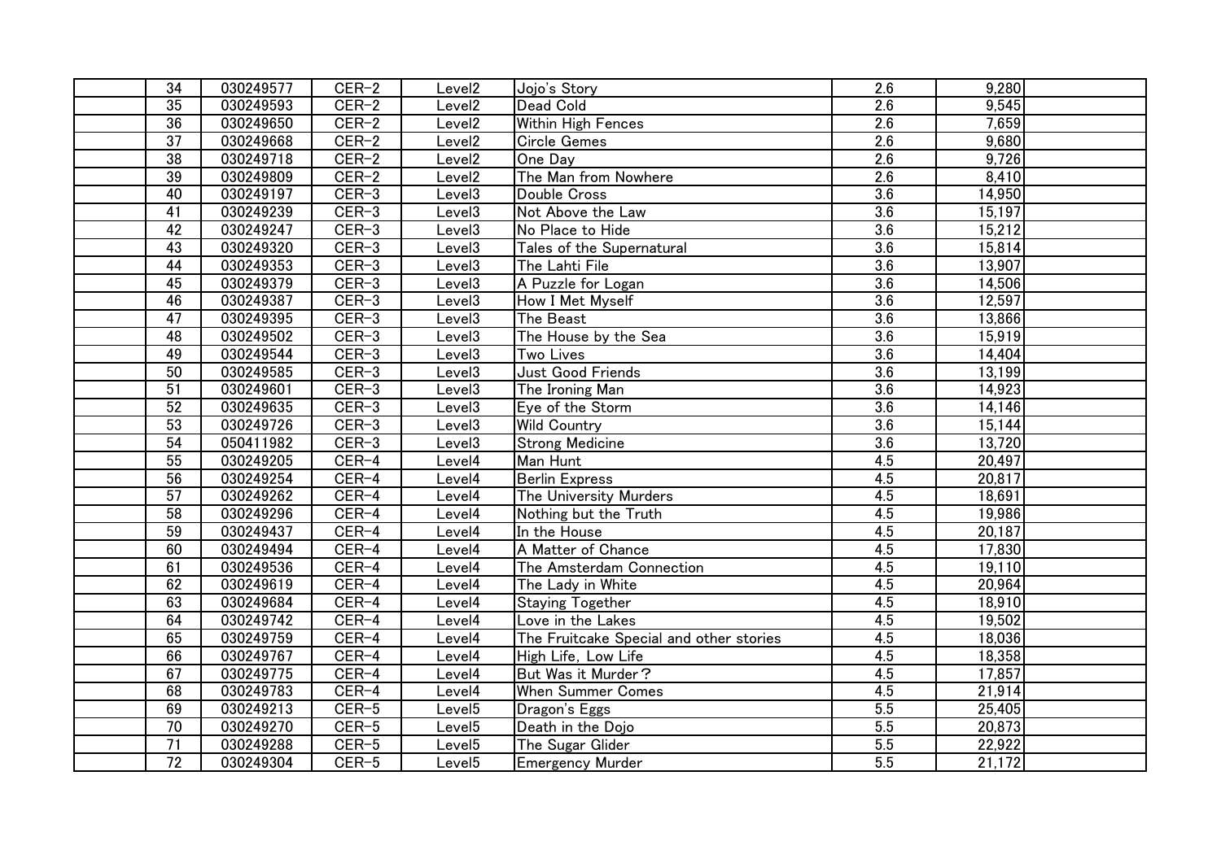|  | 34 | 030249577 | CER-2 | Level2 | Jojo's Story | 2.6 | 9,280 |  |
|---|---|---|---|---|---|---|---|---|
|  | 35 | 030249593 | CER-2 | Level2 | Dead Cold | 2.6 | 9,545 |  |
|  | 36 | 030249650 | CER-2 | Level2 | Within High Fences | 2.6 | 7,659 |  |
|  | 37 | 030249668 | CER-2 | Level2 | Circle Gemes | 2.6 | 9,680 |  |
|  | 38 | 030249718 | CER-2 | Level2 | One Day | 2.6 | 9,726 |  |
|  | 39 | 030249809 | CER-2 | Level2 | The Man from Nowhere | 2.6 | 8,410 |  |
|  | 40 | 030249197 | CER-3 | Level3 | Double Cross | 3.6 | 14,950 |  |
|  | 41 | 030249239 | CER-3 | Level3 | Not Above the Law | 3.6 | 15,197 |  |
|  | 42 | 030249247 | CER-3 | Level3 | No Place to Hide | 3.6 | 15,212 |  |
|  | 43 | 030249320 | CER-3 | Level3 | Tales of the Supernatural | 3.6 | 15,814 |  |
|  | 44 | 030249353 | CER-3 | Level3 | The Lahti File | 3.6 | 13,907 |  |
|  | 45 | 030249379 | CER-3 | Level3 | A Puzzle for Logan | 3.6 | 14,506 |  |
|  | 46 | 030249387 | CER-3 | Level3 | How I Met Myself | 3.6 | 12,597 |  |
|  | 47 | 030249395 | CER-3 | Level3 | The Beast | 3.6 | 13,866 |  |
|  | 48 | 030249502 | CER-3 | Level3 | The House by the Sea | 3.6 | 15,919 |  |
|  | 49 | 030249544 | CER-3 | Level3 | Two Lives | 3.6 | 14,404 |  |
|  | 50 | 030249585 | CER-3 | Level3 | Just Good Friends | 3.6 | 13,199 |  |
|  | 51 | 030249601 | CER-3 | Level3 | The Ironing Man | 3.6 | 14,923 |  |
|  | 52 | 030249635 | CER-3 | Level3 | Eye of the Storm | 3.6 | 14,146 |  |
|  | 53 | 030249726 | CER-3 | Level3 | Wild Country | 3.6 | 15,144 |  |
|  | 54 | 050411982 | CER-3 | Level3 | Strong Medicine | 3.6 | 13,720 |  |
|  | 55 | 030249205 | CER-4 | Level4 | Man Hunt | 4.5 | 20,497 |  |
|  | 56 | 030249254 | CER-4 | Level4 | Berlin Express | 4.5 | 20,817 |  |
|  | 57 | 030249262 | CER-4 | Level4 | The University Murders | 4.5 | 18,691 |  |
|  | 58 | 030249296 | CER-4 | Level4 | Nothing but the Truth | 4.5 | 19,986 |  |
|  | 59 | 030249437 | CER-4 | Level4 | In the House | 4.5 | 20,187 |  |
|  | 60 | 030249494 | CER-4 | Level4 | A Matter of Chance | 4.5 | 17,830 |  |
|  | 61 | 030249536 | CER-4 | Level4 | The Amsterdam Connection | 4.5 | 19,110 |  |
|  | 62 | 030249619 | CER-4 | Level4 | The Lady in White | 4.5 | 20,964 |  |
|  | 63 | 030249684 | CER-4 | Level4 | Staying Together | 4.5 | 18,910 |  |
|  | 64 | 030249742 | CER-4 | Level4 | Love in the Lakes | 4.5 | 19,502 |  |
|  | 65 | 030249759 | CER-4 | Level4 | The Fruitcake Special and other stories | 4.5 | 18,036 |  |
|  | 66 | 030249767 | CER-4 | Level4 | High Life, Low Life | 4.5 | 18,358 |  |
|  | 67 | 030249775 | CER-4 | Level4 | But Was it Murder? | 4.5 | 17,857 |  |
|  | 68 | 030249783 | CER-4 | Level4 | When Summer Comes | 4.5 | 21,914 |  |
|  | 69 | 030249213 | CER-5 | Level5 | Dragon's Eggs | 5.5 | 25,405 |  |
|  | 70 | 030249270 | CER-5 | Level5 | Death in the Dojo | 5.5 | 20,873 |  |
|  | 71 | 030249288 | CER-5 | Level5 | The Sugar Glider | 5.5 | 22,922 |  |
|  | 72 | 030249304 | CER-5 | Level5 | Emergency Murder | 5.5 | 21,172 |  |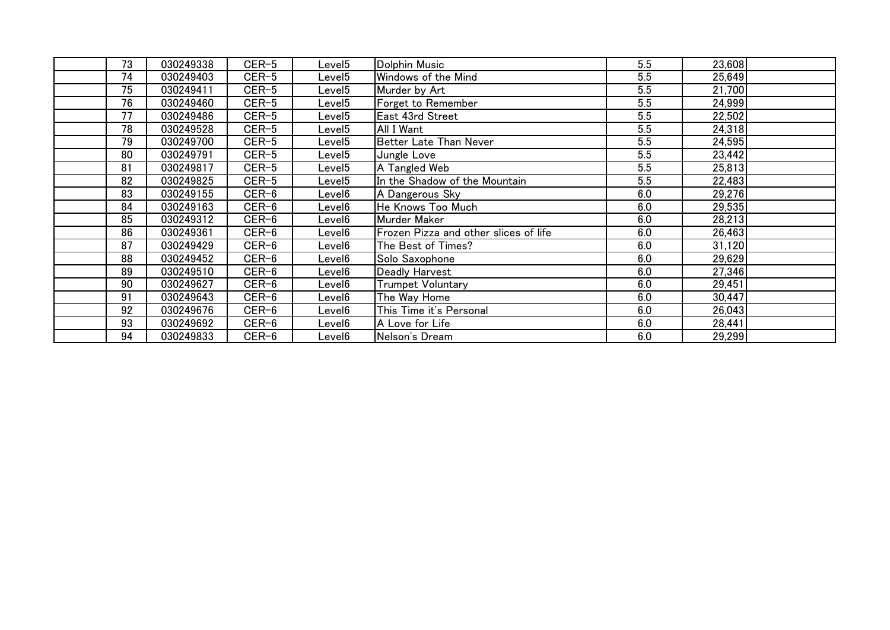| | | | | | | | | |
|---|---|---|---|---|---|---|---|---|
| | 73 | 030249338 | CER−5 | Level5 | Dolphin Music | 5.5 | 23,608 | |
| | 74 | 030249403 | CER−5 | Level5 | Windows of the Mind | 5.5 | 25,649 | |
| | 75 | 030249411 | CER−5 | Level5 | Murder by Art | 5.5 | 21,700 | |
| | 76 | 030249460 | CER−5 | Level5 | Forget to Remember | 5.5 | 24,999 | |
| | 77 | 030249486 | CER−5 | Level5 | East 43rd Street | 5.5 | 22,502 | |
| | 78 | 030249528 | CER−5 | Level5 | All I Want | 5.5 | 24,318 | |
| | 79 | 030249700 | CER−5 | Level5 | Better Late Than Never | 5.5 | 24,595 | |
| | 80 | 030249791 | CER−5 | Level5 | Jungle Love | 5.5 | 23,442 | |
| | 81 | 030249817 | CER−5 | Level5 | A Tangled Web | 5.5 | 25,813 | |
| | 82 | 030249825 | CER−5 | Level5 | In the Shadow of the Mountain | 5.5 | 22,483 | |
| | 83 | 030249155 | CER−6 | Level6 | A Dangerous Sky | 6.0 | 29,276 | |
| | 84 | 030249163 | CER−6 | Level6 | He Knows Too Much | 6.0 | 29,535 | |
| | 85 | 030249312 | CER−6 | Level6 | Murder Maker | 6.0 | 28,213 | |
| | 86 | 030249361 | CER−6 | Level6 | Frozen Pizza and other slices of life | 6.0 | 26,463 | |
| | 87 | 030249429 | CER−6 | Level6 | The Best of Times? | 6.0 | 31,120 | |
| | 88 | 030249452 | CER−6 | Level6 | Solo Saxophone | 6.0 | 29,629 | |
| | 89 | 030249510 | CER−6 | Level6 | Deadly Harvest | 6.0 | 27,346 | |
| | 90 | 030249627 | CER−6 | Level6 | Trumpet Voluntary | 6.0 | 29,451 | |
| | 91 | 030249643 | CER−6 | Level6 | The Way Home | 6.0 | 30,447 | |
| | 92 | 030249676 | CER−6 | Level6 | This Time it's Personal | 6.0 | 26,043 | |
| | 93 | 030249692 | CER−6 | Level6 | A Love for Life | 6.0 | 28,441 | |
| | 94 | 030249833 | CER−6 | Level6 | Nelson's Dream | 6.0 | 29,299 | |